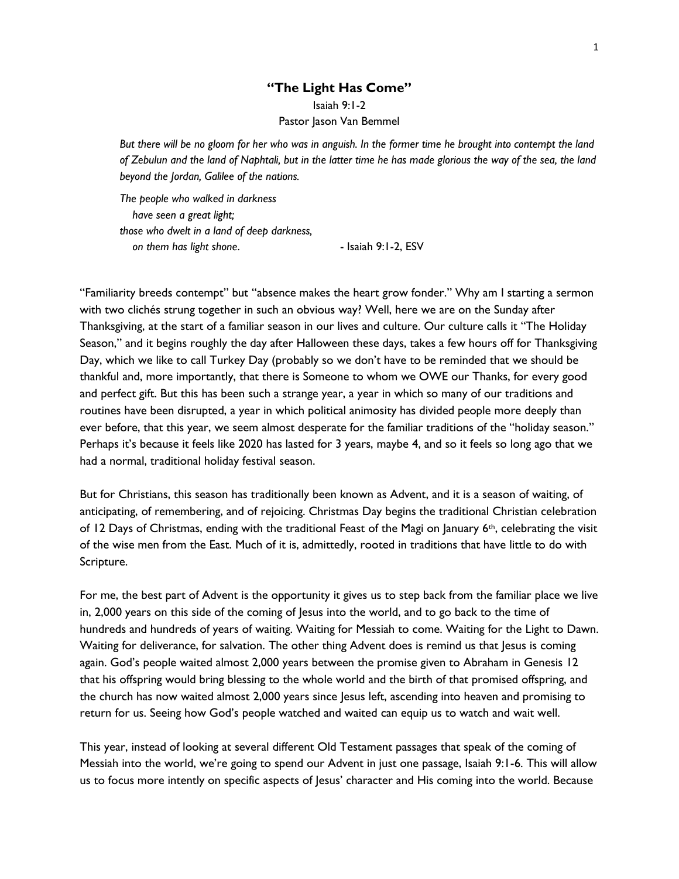# "The Light Has Come"

Isaiah 9:1-2
Pastor Jason Van Bemmel

> *But there will be no gloom for her who was in anguish. In the former time he brought into contempt the land of Zebulun and the land of Naphtali, but in the latter time he has made glorious the way of the sea, the land beyond the Jordan, Galilee of the nations.*
>
> *The people who walked in darkness*
> *have seen a great light;*
> *those who dwelt in a land of deep darkness,*
> *on them has light shone*. - Isaiah 9:1-2, ESV

"Familiarity breeds contempt" but "absence makes the heart grow fonder." Why am I starting a sermon with two clichés strung together in such an obvious way? Well, here we are on the Sunday after Thanksgiving, at the start of a familiar season in our lives and culture. Our culture calls it "The Holiday Season," and it begins roughly the day after Halloween these days, takes a few hours off for Thanksgiving Day, which we like to call Turkey Day (probably so we don't have to be reminded that we should be thankful and, more importantly, that there is Someone to whom we OWE our Thanks, for every good and perfect gift. But this has been such a strange year, a year in which so many of our traditions and routines have been disrupted, a year in which political animosity has divided people more deeply than ever before, that this year, we seem almost desperate for the familiar traditions of the "holiday season." Perhaps it's because it feels like 2020 has lasted for 3 years, maybe 4, and so it feels so long ago that we had a normal, traditional holiday festival season.

But for Christians, this season has traditionally been known as Advent, and it is a season of waiting, of anticipating, of remembering, and of rejoicing. Christmas Day begins the traditional Christian celebration of 12 Days of Christmas, ending with the traditional Feast of the Magi on January 6th, celebrating the visit of the wise men from the East. Much of it is, admittedly, rooted in traditions that have little to do with Scripture.

For me, the best part of Advent is the opportunity it gives us to step back from the familiar place we live in, 2,000 years on this side of the coming of Jesus into the world, and to go back to the time of hundreds and hundreds of years of waiting. Waiting for Messiah to come. Waiting for the Light to Dawn. Waiting for deliverance, for salvation. The other thing Advent does is remind us that Jesus is coming again. God's people waited almost 2,000 years between the promise given to Abraham in Genesis 12 that his offspring would bring blessing to the whole world and the birth of that promised offspring, and the church has now waited almost 2,000 years since Jesus left, ascending into heaven and promising to return for us. Seeing how God's people watched and waited can equip us to watch and wait well.

This year, instead of looking at several different Old Testament passages that speak of the coming of Messiah into the world, we're going to spend our Advent in just one passage, Isaiah 9:1-6. This will allow us to focus more intently on specific aspects of Jesus' character and His coming into the world. Because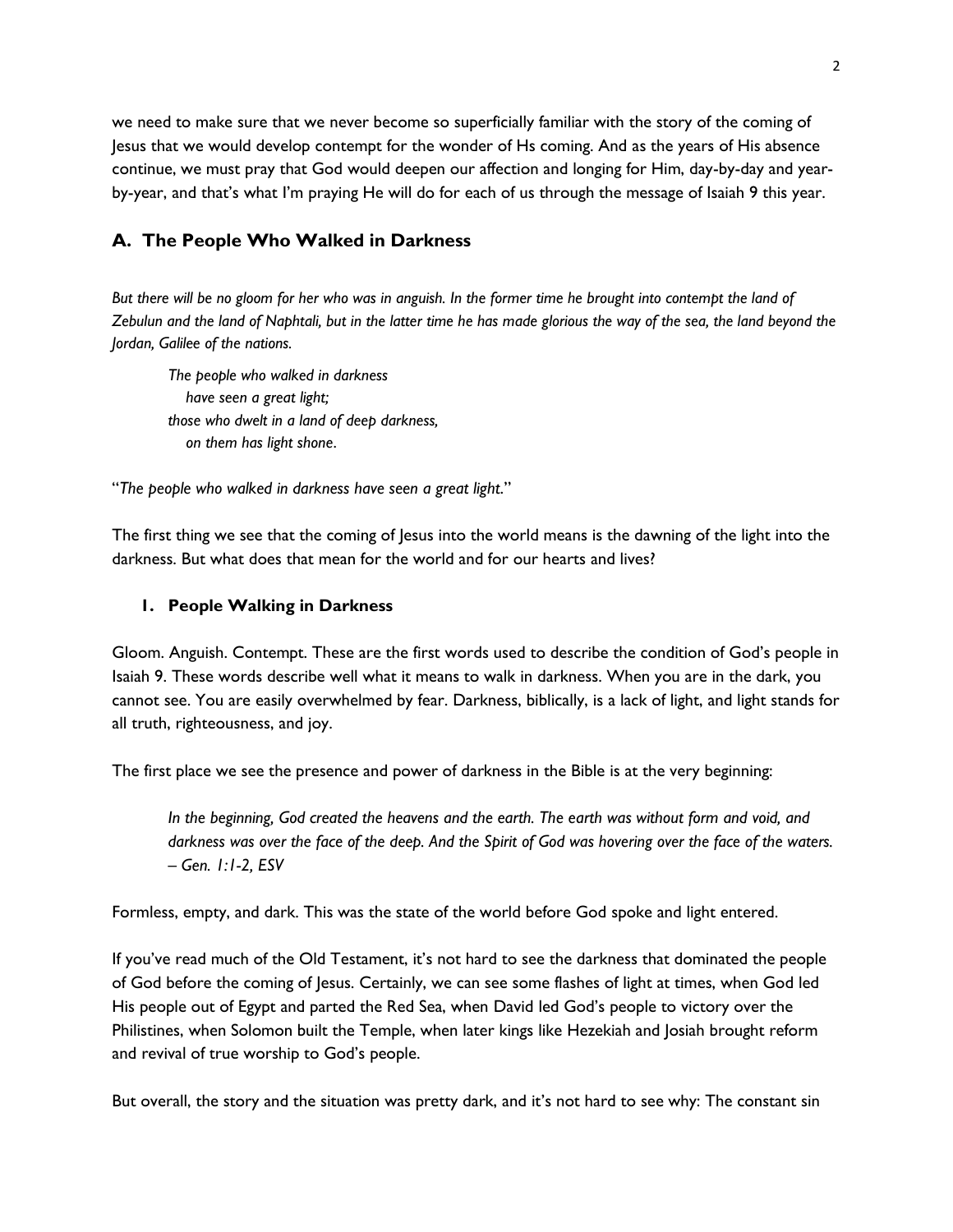we need to make sure that we never become so superficially familiar with the story of the coming of Jesus that we would develop contempt for the wonder of Hs coming. And as the years of His absence continue, we must pray that God would deepen our affection and longing for Him, day-by-day and year-by-year, and that's what I'm praying He will do for each of us through the message of Isaiah 9 this year.

## A. The People Who Walked in Darkness

*But there will be no gloom for her who was in anguish. In the former time he brought into contempt the land of Zebulun and the land of Naphtali, but in the latter time he has made glorious the way of the sea, the land beyond the Jordan, Galilee of the nations.*

> *The people who walked in darkness*
> *have seen a great light;*
> *those who dwelt in a land of deep darkness,*
> *on them has light shone.*

"*The people who walked in darkness have seen a great light.*"

The first thing we see that the coming of Jesus into the world means is the dawning of the light into the darkness. But what does that mean for the world and for our hearts and lives?

### 1. People Walking in Darkness

Gloom. Anguish. Contempt. These are the first words used to describe the condition of God's people in Isaiah 9. These words describe well what it means to walk in darkness. When you are in the dark, you cannot see. You are easily overwhelmed by fear. Darkness, biblically, is a lack of light, and light stands for all truth, righteousness, and joy.

The first place we see the presence and power of darkness in the Bible is at the very beginning:

> *In the beginning, God created the heavens and the earth. The earth was without form and void, and darkness was over the face of the deep. And the Spirit of God was hovering over the face of the waters. – Gen. 1:1-2, ESV*

Formless, empty, and dark. This was the state of the world before God spoke and light entered.

If you've read much of the Old Testament, it's not hard to see the darkness that dominated the people of God before the coming of Jesus. Certainly, we can see some flashes of light at times, when God led His people out of Egypt and parted the Red Sea, when David led God's people to victory over the Philistines, when Solomon built the Temple, when later kings like Hezekiah and Josiah brought reform and revival of true worship to God's people.

But overall, the story and the situation was pretty dark, and it's not hard to see why: The constant sin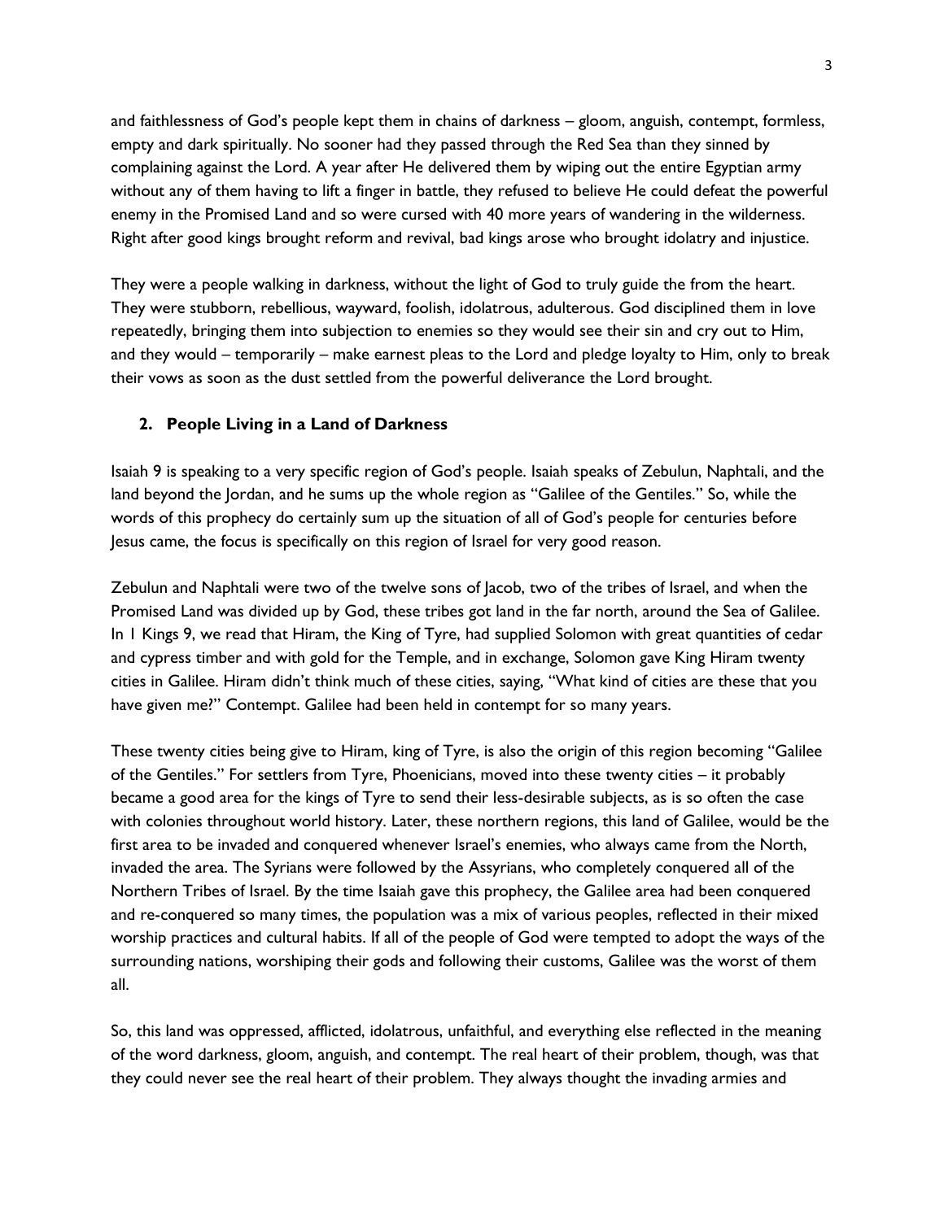and faithlessness of God's people kept them in chains of darkness – gloom, anguish, contempt, formless, empty and dark spiritually. No sooner had they passed through the Red Sea than they sinned by complaining against the Lord. A year after He delivered them by wiping out the entire Egyptian army without any of them having to lift a finger in battle, they refused to believe He could defeat the powerful enemy in the Promised Land and so were cursed with 40 more years of wandering in the wilderness. Right after good kings brought reform and revival, bad kings arose who brought idolatry and injustice.

They were a people walking in darkness, without the light of God to truly guide the from the heart. They were stubborn, rebellious, wayward, foolish, idolatrous, adulterous. God disciplined them in love repeatedly, bringing them into subjection to enemies so they would see their sin and cry out to Him, and they would – temporarily – make earnest pleas to the Lord and pledge loyalty to Him, only to break their vows as soon as the dust settled from the powerful deliverance the Lord brought.

## 2. People Living in a Land of Darkness

Isaiah 9 is speaking to a very specific region of God's people. Isaiah speaks of Zebulun, Naphtali, and the land beyond the Jordan, and he sums up the whole region as "Galilee of the Gentiles." So, while the words of this prophecy do certainly sum up the situation of all of God's people for centuries before Jesus came, the focus is specifically on this region of Israel for very good reason.

Zebulun and Naphtali were two of the twelve sons of Jacob, two of the tribes of Israel, and when the Promised Land was divided up by God, these tribes got land in the far north, around the Sea of Galilee. In 1 Kings 9, we read that Hiram, the King of Tyre, had supplied Solomon with great quantities of cedar and cypress timber and with gold for the Temple, and in exchange, Solomon gave King Hiram twenty cities in Galilee. Hiram didn't think much of these cities, saying, "What kind of cities are these that you have given me?" Contempt. Galilee had been held in contempt for so many years.

These twenty cities being give to Hiram, king of Tyre, is also the origin of this region becoming "Galilee of the Gentiles." For settlers from Tyre, Phoenicians, moved into these twenty cities – it probably became a good area for the kings of Tyre to send their less-desirable subjects, as is so often the case with colonies throughout world history. Later, these northern regions, this land of Galilee, would be the first area to be invaded and conquered whenever Israel's enemies, who always came from the North, invaded the area. The Syrians were followed by the Assyrians, who completely conquered all of the Northern Tribes of Israel. By the time Isaiah gave this prophecy, the Galilee area had been conquered and re-conquered so many times, the population was a mix of various peoples, reflected in their mixed worship practices and cultural habits. If all of the people of God were tempted to adopt the ways of the surrounding nations, worshiping their gods and following their customs, Galilee was the worst of them all.

So, this land was oppressed, afflicted, idolatrous, unfaithful, and everything else reflected in the meaning of the word darkness, gloom, anguish, and contempt. The real heart of their problem, though, was that they could never see the real heart of their problem. They always thought the invading armies and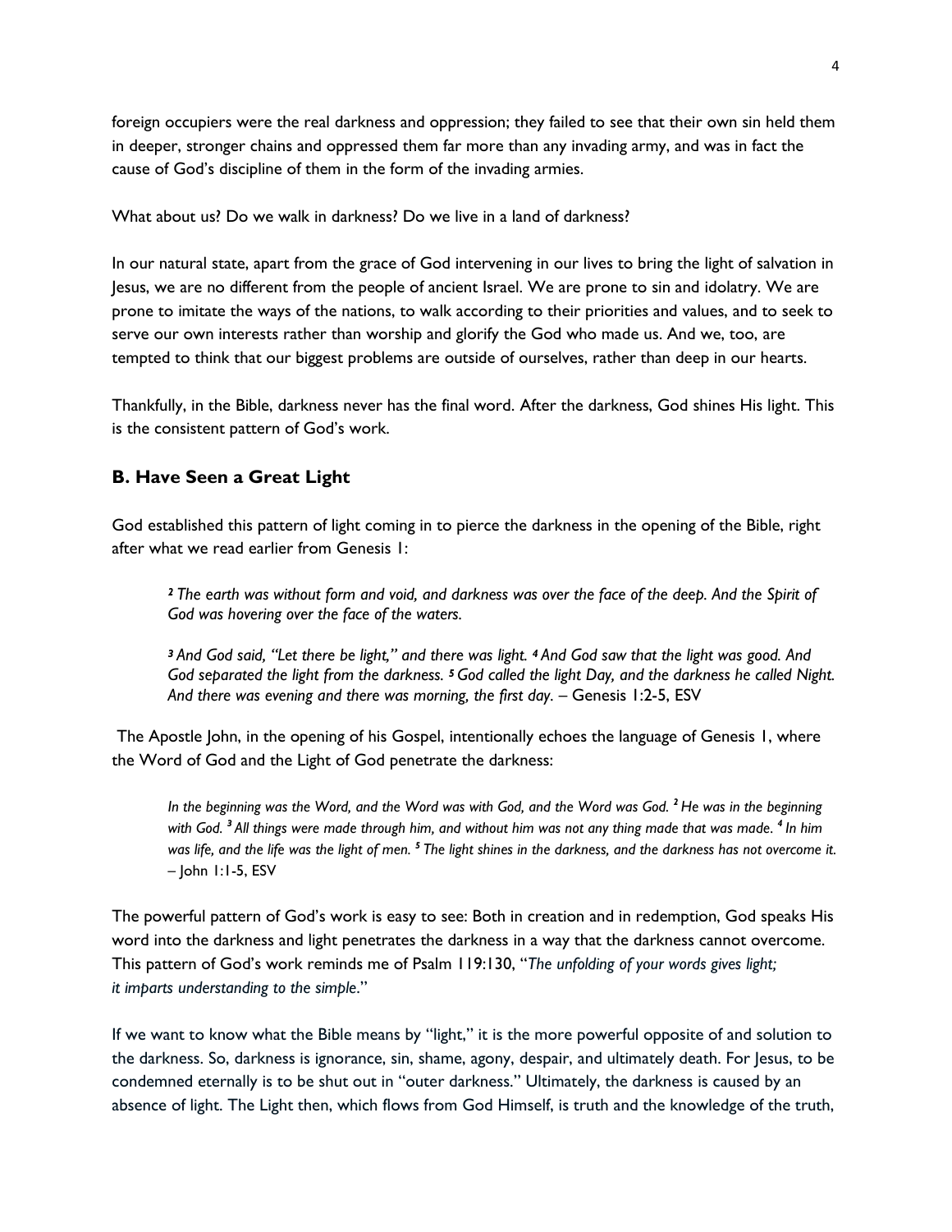foreign occupiers were the real darkness and oppression; they failed to see that their own sin held them in deeper, stronger chains and oppressed them far more than any invading army, and was in fact the cause of God's discipline of them in the form of the invading armies.

What about us? Do we walk in darkness? Do we live in a land of darkness?

In our natural state, apart from the grace of God intervening in our lives to bring the light of salvation in Jesus, we are no different from the people of ancient Israel. We are prone to sin and idolatry. We are prone to imitate the ways of the nations, to walk according to their priorities and values, and to seek to serve our own interests rather than worship and glorify the God who made us. And we, too, are tempted to think that our biggest problems are outside of ourselves, rather than deep in our hearts.

Thankfully, in the Bible, darkness never has the final word. After the darkness, God shines His light. This is the consistent pattern of God's work.

### B. Have Seen a Great Light

God established this pattern of light coming in to pierce the darkness in the opening of the Bible, right after what we read earlier from Genesis 1:

> *[2] The earth was without form and void, and darkness was over the face of the deep. And the Spirit of God was hovering over the face of the waters.*
>
> *[3] And God said, "Let there be light," and there was light. [4] And God saw that the light was good. And God separated the light from the darkness. [5] God called the light Day, and the darkness he called Night. And there was evening and there was morning, the first day.* – Genesis 1:2-5, ESV

The Apostle John, in the opening of his Gospel, intentionally echoes the language of Genesis 1, where the Word of God and the Light of God penetrate the darkness:

> *In the beginning was the Word, and the Word was with God, and the Word was God. [2] He was in the beginning with God. [3] All things were made through him, and without him was not any thing made that was made. [4] In him was life, and the life was the light of men. [5] The light shines in the darkness, and the darkness has not overcome it.* – John 1:1-5, ESV

The powerful pattern of God's work is easy to see: Both in creation and in redemption, God speaks His word into the darkness and light penetrates the darkness in a way that the darkness cannot overcome. This pattern of God's work reminds me of Psalm 119:130, "*The unfolding of your words gives light; it imparts understanding to the simple*."

If we want to know what the Bible means by "light," it is the more powerful opposite of and solution to the darkness. So, darkness is ignorance, sin, shame, agony, despair, and ultimately death. For Jesus, to be condemned eternally is to be shut out in "outer darkness." Ultimately, the darkness is caused by an absence of light. The Light then, which flows from God Himself, is truth and the knowledge of the truth,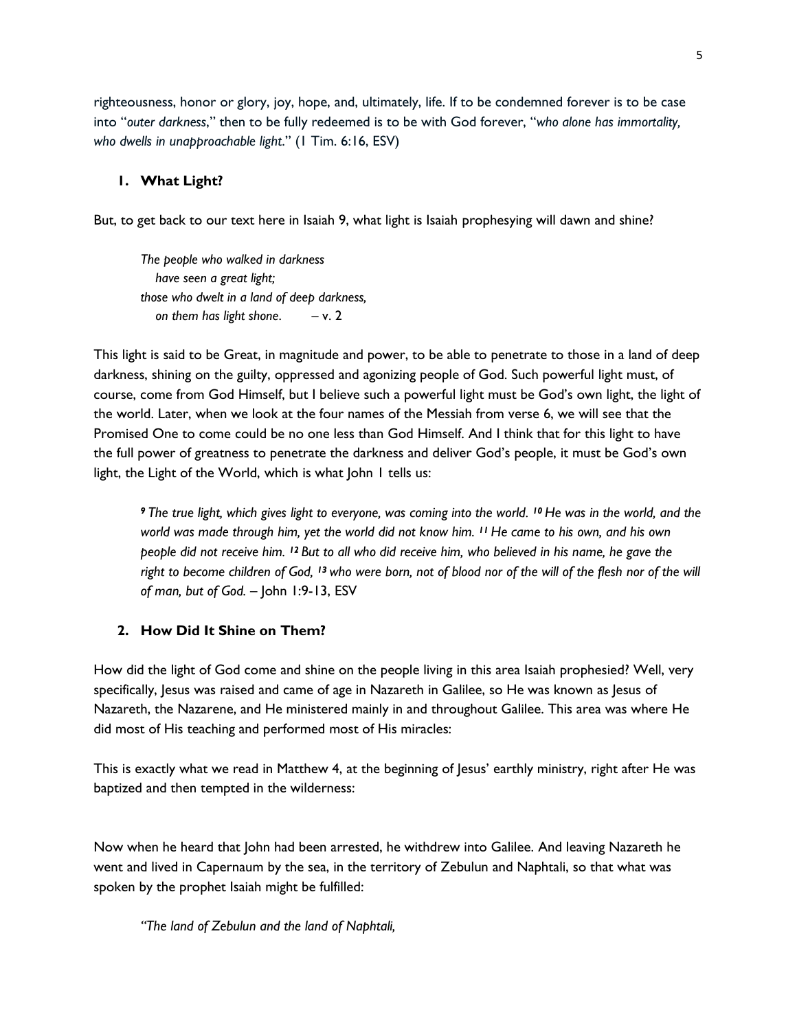righteousness, honor or glory, joy, hope, and, ultimately, life. If to be condemned forever is to be case into "*outer darkness*," then to be fully redeemed is to be with God forever, "*who alone has immortality, who dwells in unapproachable light*." (1 Tim. 6:16, ESV)

## 1. What Light?

But, to get back to our text here in Isaiah 9, what light is Isaiah prophesying will dawn and shine?

> *The people who walked in darkness*
> *have seen a great light;*
> *those who dwelt in a land of deep darkness,*
> *on them has light shone*. – v. 2

This light is said to be Great, in magnitude and power, to be able to penetrate to those in a land of deep darkness, shining on the guilty, oppressed and agonizing people of God. Such powerful light must, of course, come from God Himself, but I believe such a powerful light must be God's own light, the light of the world. Later, when we look at the four names of the Messiah from verse 6, we will see that the Promised One to come could be no one less than God Himself. And I think that for this light to have the full power of greatness to penetrate the darkness and deliver God's people, it must be God's own light, the Light of the World, which is what John 1 tells us:

> *[9] The true light, which gives light to everyone, was coming into the world. [10] He was in the world, and the world was made through him, yet the world did not know him. [11] He came to his own, and his own people did not receive him. [12] But to all who did receive him, who believed in his name, he gave the right to become children of God, [13] who were born, not of blood nor of the will of the flesh nor of the will of man, but of God.* – John 1:9-13, ESV

## 2. How Did It Shine on Them?

How did the light of God come and shine on the people living in this area Isaiah prophesied? Well, very specifically, Jesus was raised and came of age in Nazareth in Galilee, so He was known as Jesus of Nazareth, the Nazarene, and He ministered mainly in and throughout Galilee. This area was where He did most of His teaching and performed most of His miracles:

This is exactly what we read in Matthew 4, at the beginning of Jesus' earthly ministry, right after He was baptized and then tempted in the wilderness:

Now when he heard that John had been arrested, he withdrew into Galilee. And leaving Nazareth he went and lived in Capernaum by the sea, in the territory of Zebulun and Naphtali, so that what was spoken by the prophet Isaiah might be fulfilled:

> *"The land of Zebulun and the land of Naphtali,*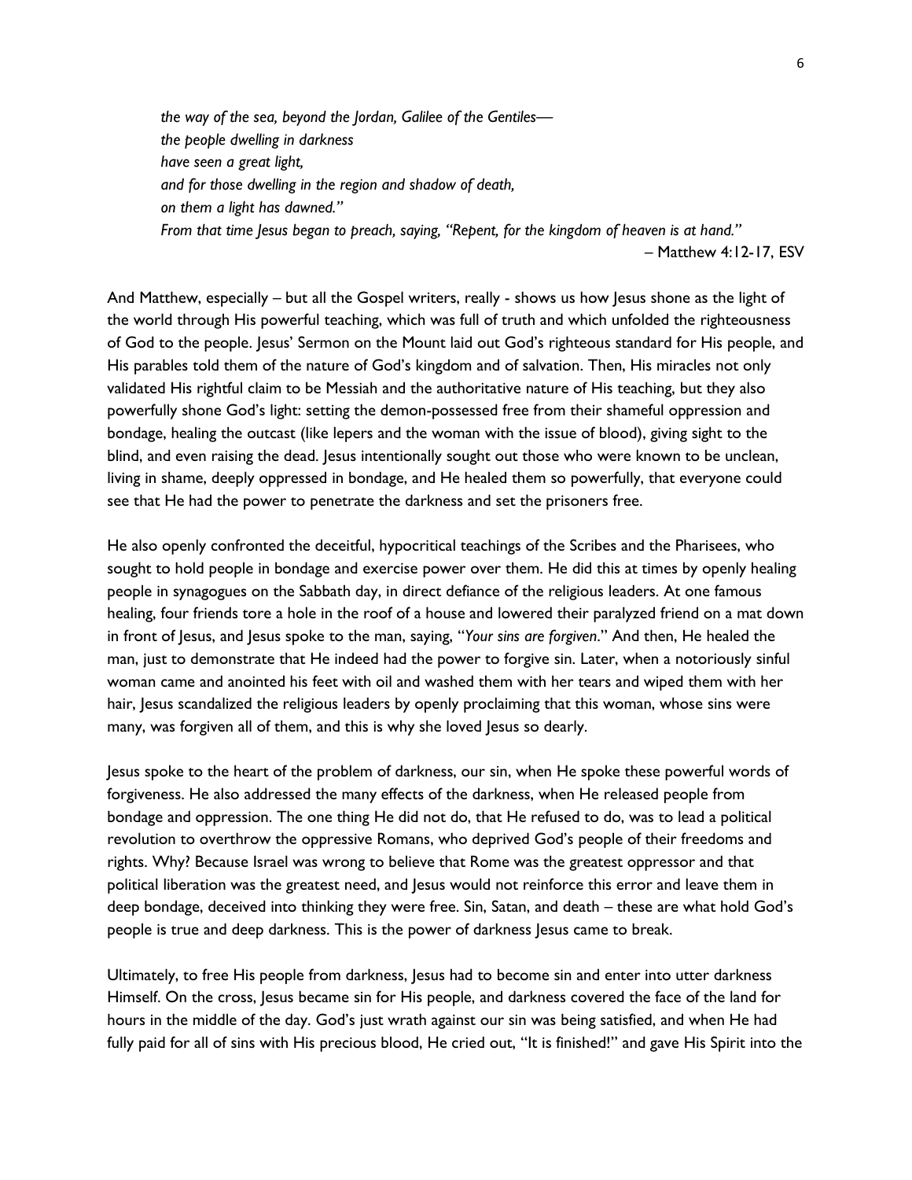*the way of the sea, beyond the Jordan, Galilee of the Gentiles—*
*the people dwelling in darkness*
*have seen a great light,*
*and for those dwelling in the region and shadow of death,*
*on them a light has dawned."*
*From that time Jesus began to preach, saying, "Repent, for the kingdom of heaven is at hand."*
– Matthew 4:12-17, ESV

And Matthew, especially – but all the Gospel writers, really - shows us how Jesus shone as the light of the world through His powerful teaching, which was full of truth and which unfolded the righteousness of God to the people. Jesus' Sermon on the Mount laid out God's righteous standard for His people, and His parables told them of the nature of God's kingdom and of salvation. Then, His miracles not only validated His rightful claim to be Messiah and the authoritative nature of His teaching, but they also powerfully shone God's light: setting the demon-possessed free from their shameful oppression and bondage, healing the outcast (like lepers and the woman with the issue of blood), giving sight to the blind, and even raising the dead. Jesus intentionally sought out those who were known to be unclean, living in shame, deeply oppressed in bondage, and He healed them so powerfully, that everyone could see that He had the power to penetrate the darkness and set the prisoners free.

He also openly confronted the deceitful, hypocritical teachings of the Scribes and the Pharisees, who sought to hold people in bondage and exercise power over them. He did this at times by openly healing people in synagogues on the Sabbath day, in direct defiance of the religious leaders. At one famous healing, four friends tore a hole in the roof of a house and lowered their paralyzed friend on a mat down in front of Jesus, and Jesus spoke to the man, saying, "*Your sins are forgiven*." And then, He healed the man, just to demonstrate that He indeed had the power to forgive sin. Later, when a notoriously sinful woman came and anointed his feet with oil and washed them with her tears and wiped them with her hair, Jesus scandalized the religious leaders by openly proclaiming that this woman, whose sins were many, was forgiven all of them, and this is why she loved Jesus so dearly.

Jesus spoke to the heart of the problem of darkness, our sin, when He spoke these powerful words of forgiveness. He also addressed the many effects of the darkness, when He released people from bondage and oppression. The one thing He did not do, that He refused to do, was to lead a political revolution to overthrow the oppressive Romans, who deprived God's people of their freedoms and rights. Why? Because Israel was wrong to believe that Rome was the greatest oppressor and that political liberation was the greatest need, and Jesus would not reinforce this error and leave them in deep bondage, deceived into thinking they were free. Sin, Satan, and death – these are what hold God's people is true and deep darkness. This is the power of darkness Jesus came to break.

Ultimately, to free His people from darkness, Jesus had to become sin and enter into utter darkness Himself. On the cross, Jesus became sin for His people, and darkness covered the face of the land for hours in the middle of the day. God's just wrath against our sin was being satisfied, and when He had fully paid for all of sins with His precious blood, He cried out, "It is finished!" and gave His Spirit into the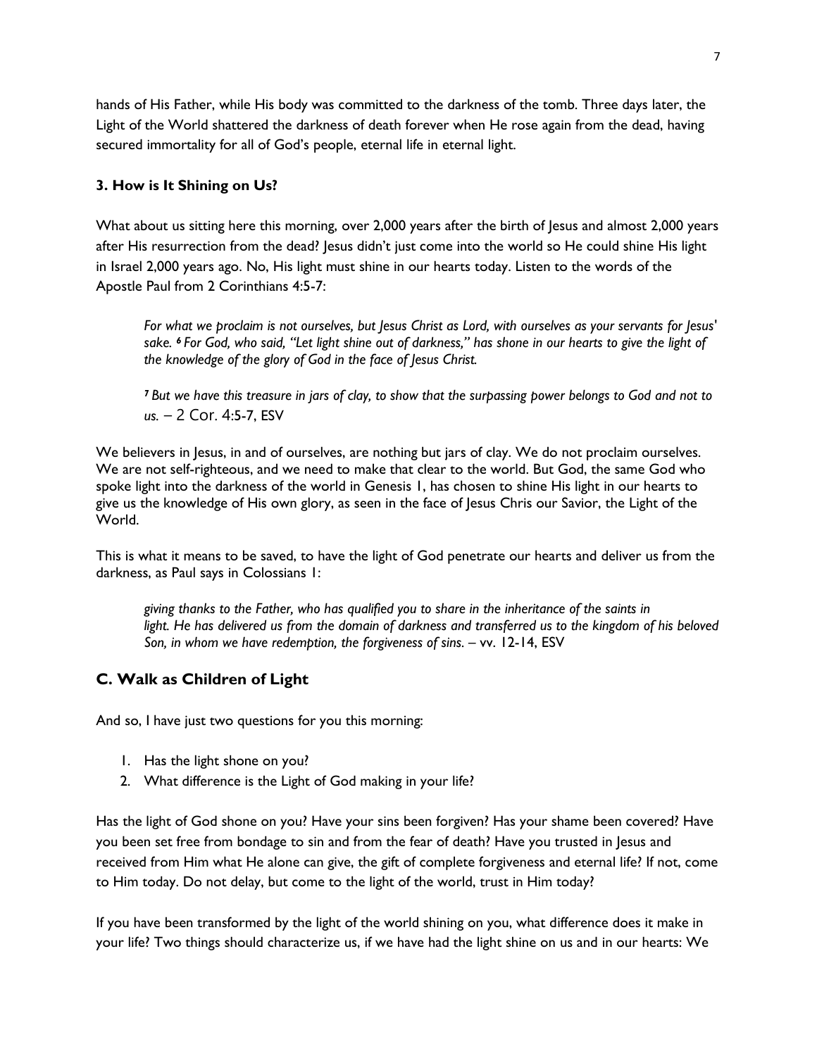hands of His Father, while His body was committed to the darkness of the tomb. Three days later, the Light of the World shattered the darkness of death forever when He rose again from the dead, having secured immortality for all of God's people, eternal life in eternal light.

### 3. How is It Shining on Us?

What about us sitting here this morning, over 2,000 years after the birth of Jesus and almost 2,000 years after His resurrection from the dead? Jesus didn't just come into the world so He could shine His light in Israel 2,000 years ago. No, His light must shine in our hearts today. Listen to the words of the Apostle Paul from 2 Corinthians 4:5-7:

> *For what we proclaim is not ourselves, but Jesus Christ as Lord, with ourselves as your servants for Jesus' sake. 6 For God, who said, "Let light shine out of darkness," has shone in our hearts to give the light of the knowledge of the glory of God in the face of Jesus Christ.*
>
> *7 But we have this treasure in jars of clay, to show that the surpassing power belongs to God and not to us.* – 2 Cor. 4:5-7, ESV

We believers in Jesus, in and of ourselves, are nothing but jars of clay. We do not proclaim ourselves. We are not self-righteous, and we need to make that clear to the world. But God, the same God who spoke light into the darkness of the world in Genesis 1, has chosen to shine His light in our hearts to give us the knowledge of His own glory, as seen in the face of Jesus Chris our Savior, the Light of the World.

This is what it means to be saved, to have the light of God penetrate our hearts and deliver us from the darkness, as Paul says in Colossians 1:

> *giving thanks to the Father, who has qualified you to share in the inheritance of the saints in light. He has delivered us from the domain of darkness and transferred us to the kingdom of his beloved Son, in whom we have redemption, the forgiveness of sins.* – vv. 12-14, ESV

## C. Walk as Children of Light

And so, I have just two questions for you this morning:

1. Has the light shone on you?
2. What difference is the Light of God making in your life?

Has the light of God shone on you? Have your sins been forgiven? Has your shame been covered? Have you been set free from bondage to sin and from the fear of death? Have you trusted in Jesus and received from Him what He alone can give, the gift of complete forgiveness and eternal life? If not, come to Him today. Do not delay, but come to the light of the world, trust in Him today?

If you have been transformed by the light of the world shining on you, what difference does it make in your life? Two things should characterize us, if we have had the light shine on us and in our hearts: We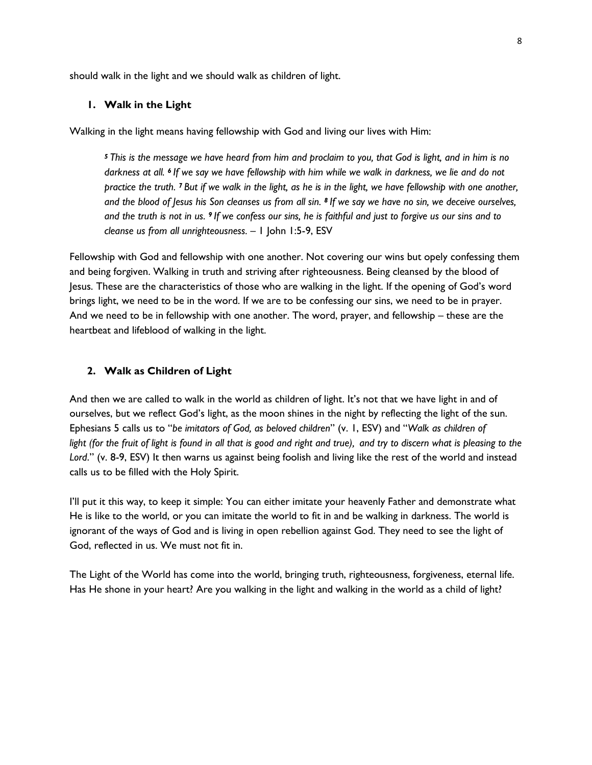should walk in the light and we should walk as children of light.

### 1. Walk in the Light

Walking in the light means having fellowship with God and living our lives with Him:

> *5 This is the message we have heard from him and proclaim to you, that God is light, and in him is no darkness at all. 6 If we say we have fellowship with him while we walk in darkness, we lie and do not practice the truth. 7 But if we walk in the light, as he is in the light, we have fellowship with one another, and the blood of Jesus his Son cleanses us from all sin. 8 If we say we have no sin, we deceive ourselves, and the truth is not in us. 9 If we confess our sins, he is faithful and just to forgive us our sins and to cleanse us from all unrighteousness.* – 1 John 1:5-9, ESV

Fellowship with God and fellowship with one another. Not covering our wins but opely confessing them and being forgiven. Walking in truth and striving after righteousness. Being cleansed by the blood of Jesus. These are the characteristics of those who are walking in the light. If the opening of God's word brings light, we need to be in the word. If we are to be confessing our sins, we need to be in prayer. And we need to be in fellowship with one another. The word, prayer, and fellowship – these are the heartbeat and lifeblood of walking in the light.

### 2. Walk as Children of Light

And then we are called to walk in the world as children of light. It's not that we have light in and of ourselves, but we reflect God's light, as the moon shines in the night by reflecting the light of the sun. Ephesians 5 calls us to "*be imitators of God, as beloved children*" (v. 1, ESV) and "*Walk as children of light (for the fruit of light is found in all that is good and right and true), and try to discern what is pleasing to the Lord*." (v. 8-9, ESV) It then warns us against being foolish and living like the rest of the world and instead calls us to be filled with the Holy Spirit.

I'll put it this way, to keep it simple: You can either imitate your heavenly Father and demonstrate what He is like to the world, or you can imitate the world to fit in and be walking in darkness. The world is ignorant of the ways of God and is living in open rebellion against God. They need to see the light of God, reflected in us. We must not fit in.

The Light of the World has come into the world, bringing truth, righteousness, forgiveness, eternal life. Has He shone in your heart? Are you walking in the light and walking in the world as a child of light?